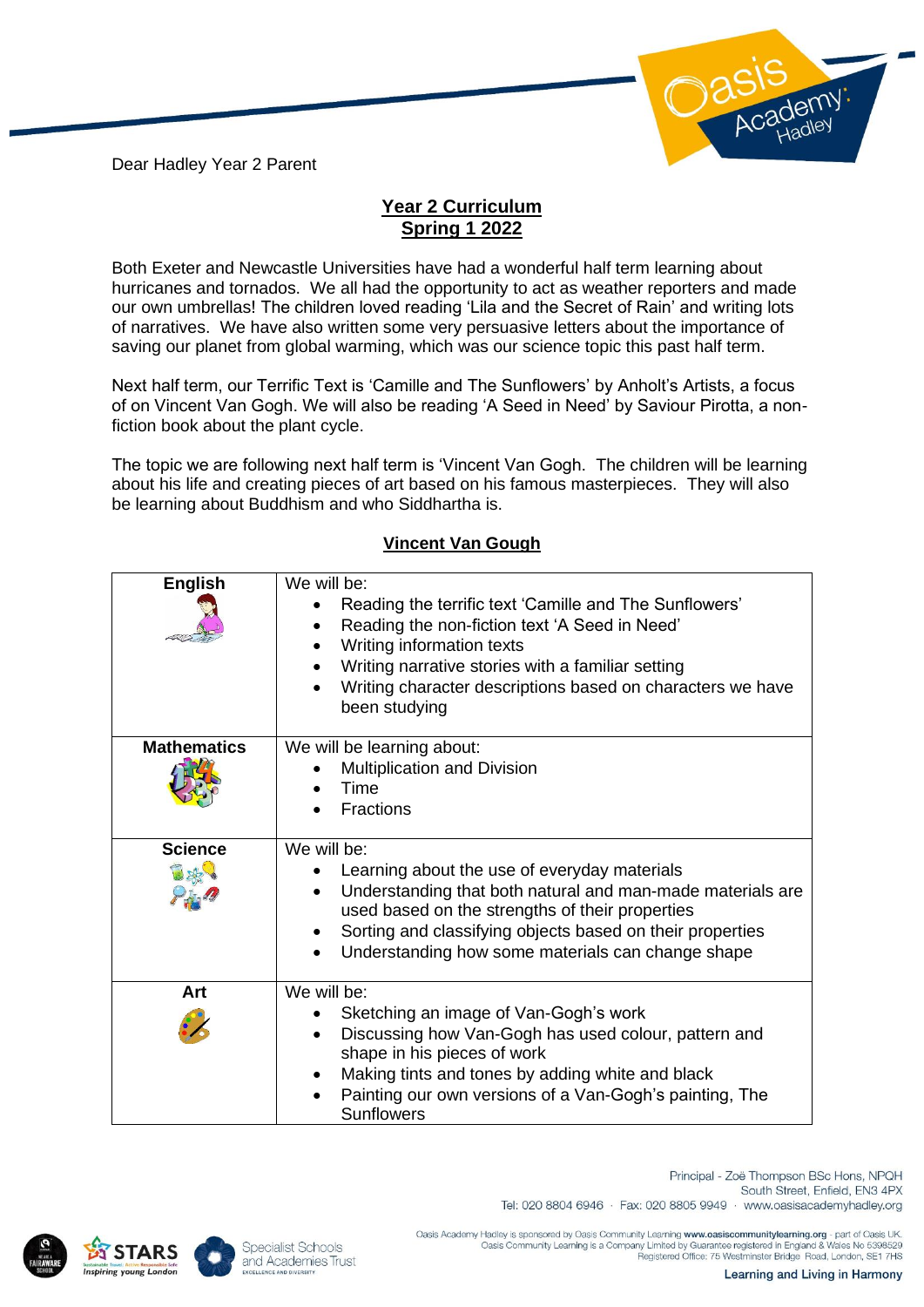Dear Hadley Year 2 Parent

## Year 2 Curriculum
## Spring 1 2022

Both Exeter and Newcastle Universities have had a wonderful half term learning about hurricanes and tornados. We all had the opportunity to act as weather reporters and made our own umbrellas! The children loved reading 'Lila and the Secret of Rain' and writing lots of narratives. We have also written some very persuasive letters about the importance of saving our planet from global warming, which was our science topic this past half term.

Next half term, our Terrific Text is 'Camille and The Sunflowers' by Anholt's Artists, a focus of on Vincent Van Gogh. We will also be reading 'A Seed in Need' by Saviour Pirotta, a non-fiction book about the plant cycle.

The topic we are following next half term is 'Vincent Van Gogh. The children will be learning about his life and creating pieces of art based on his famous masterpieces. They will also be learning about Buddhism and who Siddhartha is.

### Vincent Van Gough

| | |
|---|---|
| **English** | We will be:<br>• Reading the terrific text 'Camille and The Sunflowers'<br>• Reading the non-fiction text 'A Seed in Need'<br>• Writing information texts<br>• Writing narrative stories with a familiar setting<br>• Writing character descriptions based on characters we have been studying |
| **Mathematics** | We will be learning about:<br>• Multiplication and Division<br>• Time<br>• Fractions |
| **Science** | We will be:<br>• Learning about the use of everyday materials<br>• Understanding that both natural and man-made materials are used based on the strengths of their properties<br>• Sorting and classifying objects based on their properties<br>• Understanding how some materials can change shape |
| **Art** | We will be:<br>• Sketching an image of Van-Gogh's work<br>• Discussing how Van-Gogh has used colour, pattern and shape in his pieces of work<br>• Making tints and tones by adding white and black<br>• Painting our own versions of a Van-Gogh's painting, The Sunflowers |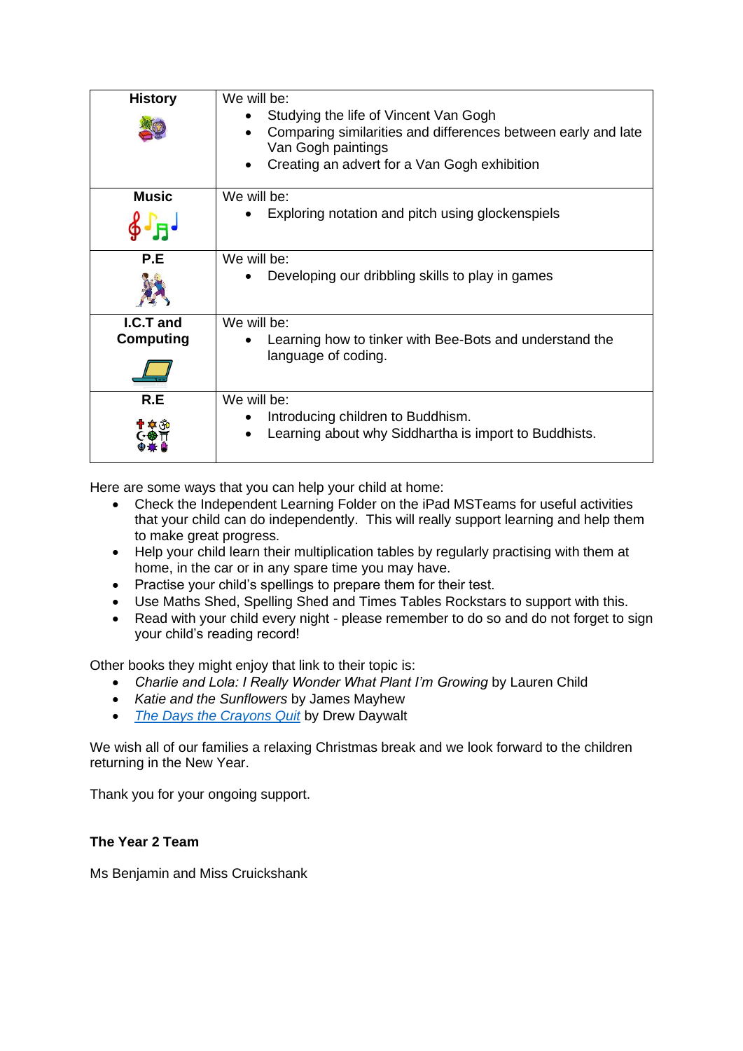| | |
|---|---|
| **History** | We will be:<br>• Studying the life of Vincent Van Gogh<br>• Comparing similarities and differences between early and late Van Gogh paintings<br>• Creating an advert for a Van Gogh exhibition |
| **Music** | We will be:<br>• Exploring notation and pitch using glockenspiels |
| **P.E** | We will be:<br>• Developing our dribbling skills to play in games |
| **I.C.T and Computing** | We will be:<br>• Learning how to tinker with Bee-Bots and understand the language of coding. |
| **R.E** | We will be:<br>• Introducing children to Buddhism.<br>• Learning about why Siddhartha is import to Buddhists. |

Here are some ways that you can help your child at home:

- Check the Independent Learning Folder on the iPad MSTeams for useful activities that your child can do independently. This will really support learning and help them to make great progress.
- Help your child learn their multiplication tables by regularly practising with them at home, in the car or in any spare time you may have.
- Practise your child's spellings to prepare them for their test.
- Use Maths Shed, Spelling Shed and Times Tables Rockstars to support with this.
- Read with your child every night - please remember to do so and do not forget to sign your child's reading record!

Other books they might enjoy that link to their topic is:

- *Charlie and Lola: I Really Wonder What Plant I'm Growing* by Lauren Child
- *Katie and the Sunflowers* by James Mayhew
- *The Days the Crayons Quit* by Drew Daywalt

We wish all of our families a relaxing Christmas break and we look forward to the children returning in the New Year.

Thank you for your ongoing support.

**The Year 2 Team**

Ms Benjamin and Miss Cruickshank